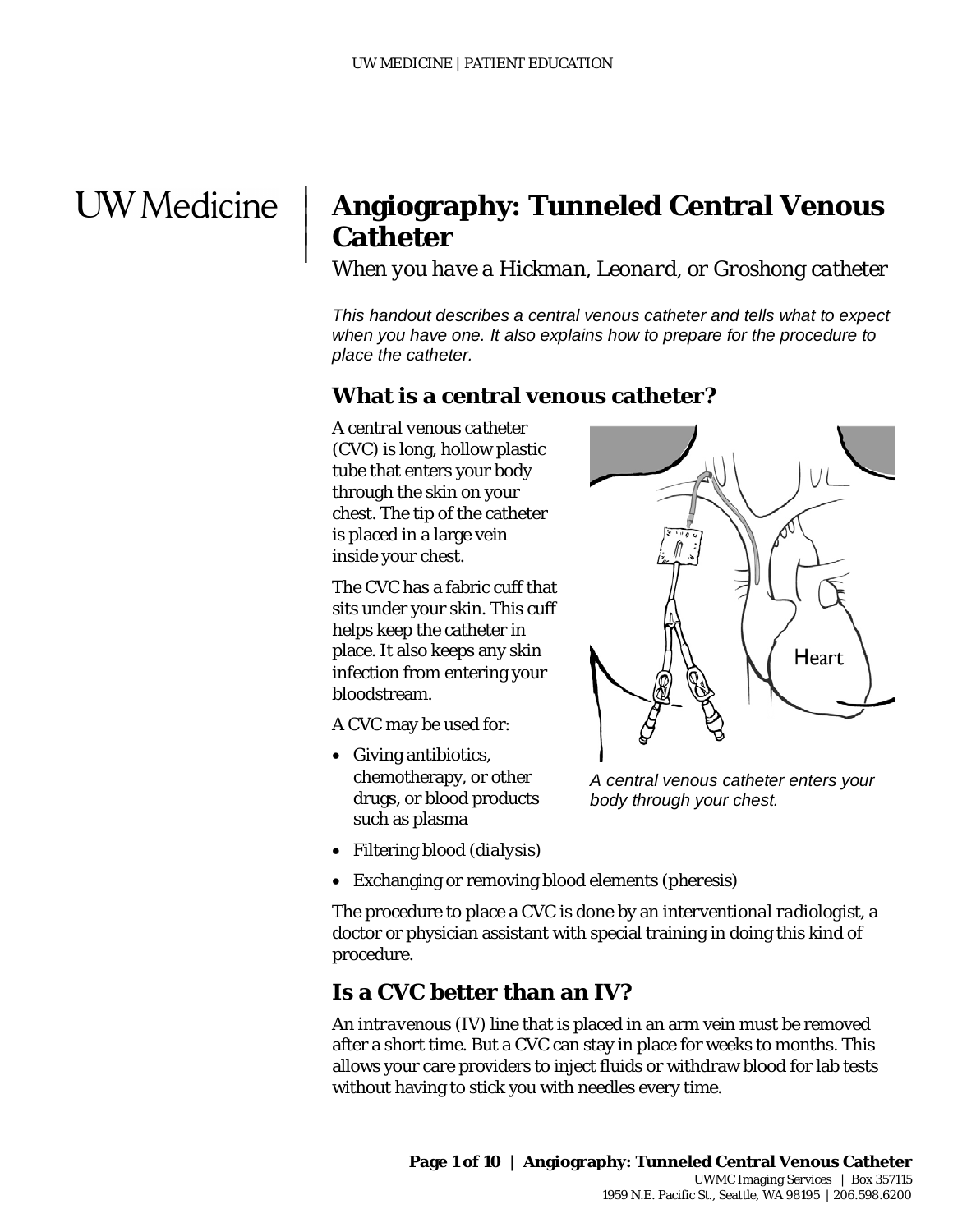# Angiography: Tunneled Central Venous Catheter

*When you have a Hickman, Leonard, or Groshong catheter*

*This handout describes a central venous catheter and tells what to expect when you have one. It also explains how to prepare for the procedure to place the catheter.*

## What is a central venous catheter?

A *central venous catheter* (CVC) is long, hollow plastic tube that enters your body through the skin on your chest. The tip of the catheter is placed in a large vein inside your chest.

The CVC has a fabric cuff that sits under your skin. This cuff helps keep the catheter in place. It also keeps any skin infection from entering your bloodstream.

*A central venous catheter enters your body through your chest.*

A CVC may be used for:

- Giving antibiotics, chemotherapy, or other drugs, or blood products such as plasma
- Filtering blood (*dialysis*)
- Exchanging or removing blood elements (*pheresis*)

The procedure to place a CVC is done by an *interventional radiologist*, a doctor or physician assistant with special training in doing this kind of procedure.

## Is a CVC better than an IV?

An *intravenous* (IV) line that is placed in an arm vein must be removed after a short time. But a CVC can stay in place for weeks to months. This allows your care providers to inject fluids or withdraw blood for lab tests without having to stick you with needles every time.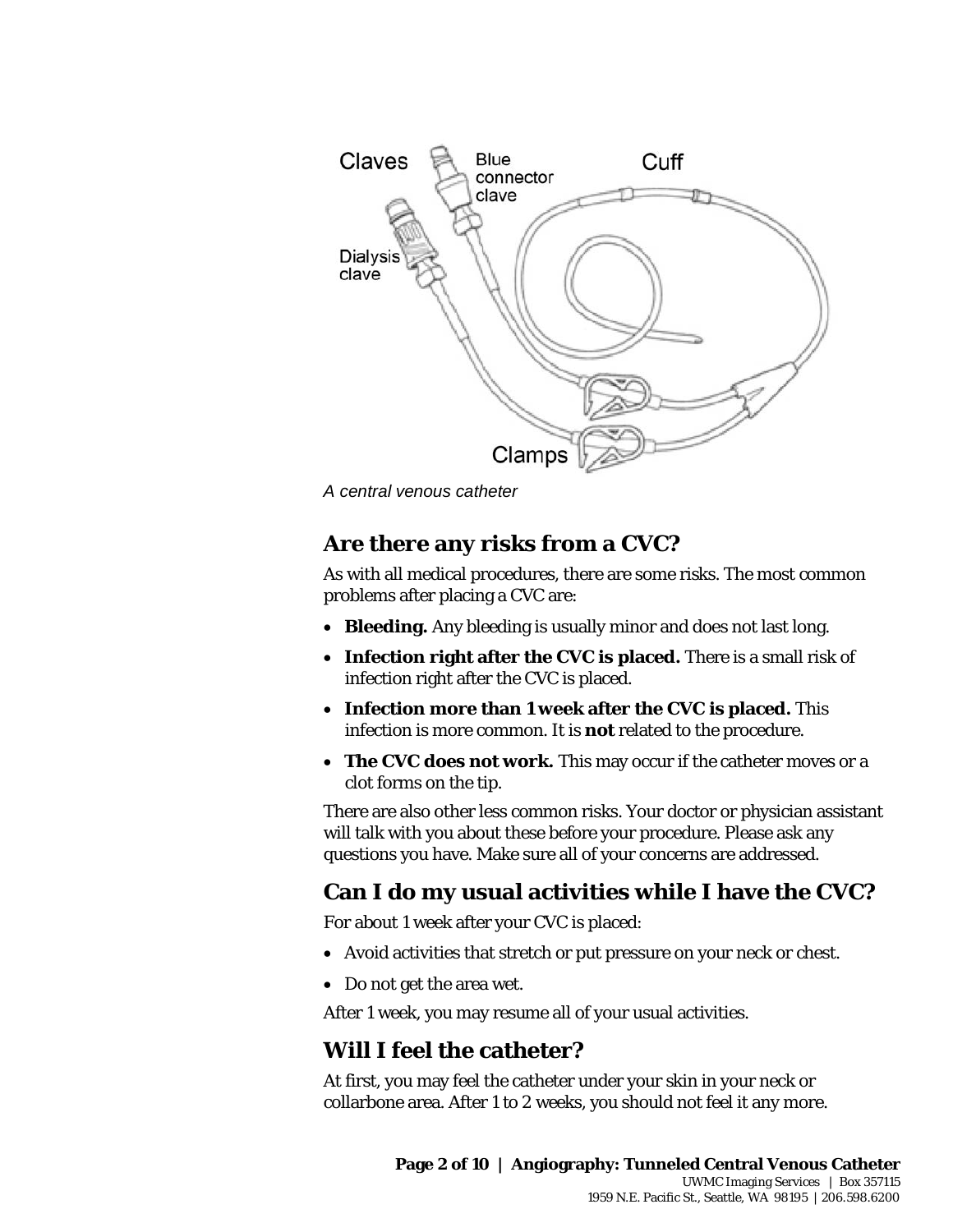*A central venous catheter*

## Are there any risks from a CVC?

As with all medical procedures, there are some risks. The most common problems after placing a CVC are:

- **Bleeding.** Any bleeding is usually minor and does not last long.
- **Infection right after the CVC is placed.** There is a small risk of infection right after the CVC is placed.
- **Infection more than 1 week after the CVC is placed.** This infection is more common. It is **not** related to the procedure.
- **The CVC does not work.** This may occur if the catheter moves or a clot forms on the tip.

There are also other less common risks. Your doctor or physician assistant will talk with you about these before your procedure. Please ask any questions you have. Make sure all of your concerns are addressed.

## Can I do my usual activities while I have the CVC?

For about 1 week after your CVC is placed:

- Avoid activities that stretch or put pressure on your neck or chest.
- Do not get the area wet.

After 1 week, you may resume all of your usual activities.

## Will I feel the catheter?

At first, you may feel the catheter under your skin in your neck or collarbone area. After 1 to 2 weeks, you should not feel it any more.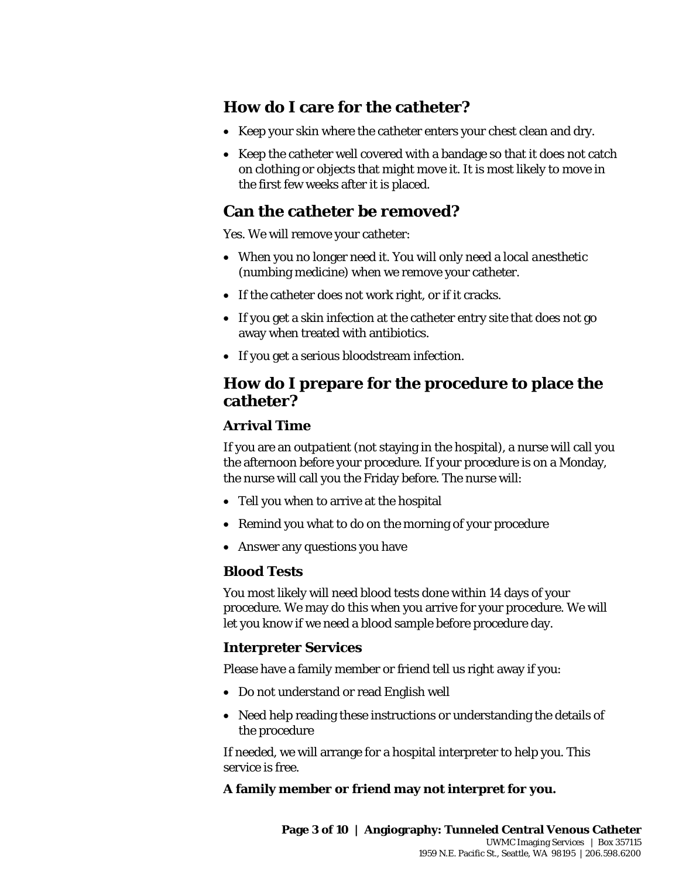## How do I care for the catheter?

- Keep your skin where the catheter enters your chest clean and dry.
- Keep the catheter well covered with a bandage so that it does not catch on clothing or objects that might move it. It is most likely to move in the first few weeks after it is placed.

## Can the catheter be removed?

Yes. We will remove your catheter:

- When you no longer need it. You will only need a *local anesthetic* (numbing medicine) when we remove your catheter.
- If the catheter does not work right, or if it cracks.
- If you get a skin infection at the catheter entry site that does not go away when treated with antibiotics.
- If you get a serious bloodstream infection.

## How do I prepare for the procedure to place the catheter?

### Arrival Time

If you are an *outpatient* (not staying in the hospital), a nurse will call you the afternoon before your procedure. If your procedure is on a Monday, the nurse will call you the Friday before. The nurse will:

- Tell you when to arrive at the hospital
- Remind you what to do on the morning of your procedure
- Answer any questions you have

### Blood Tests

You most likely will need blood tests done within 14 days of your procedure. We may do this when you arrive for your procedure. We will let you know if we need a blood sample before procedure day.

### Interpreter Services

Please have a family member or friend tell us right away if you:

- Do not understand or read English well
- Need help reading these instructions or understanding the details of the procedure

If needed, we will arrange for a hospital interpreter to help you. This service is free.

**A family member or friend may not interpret for you.**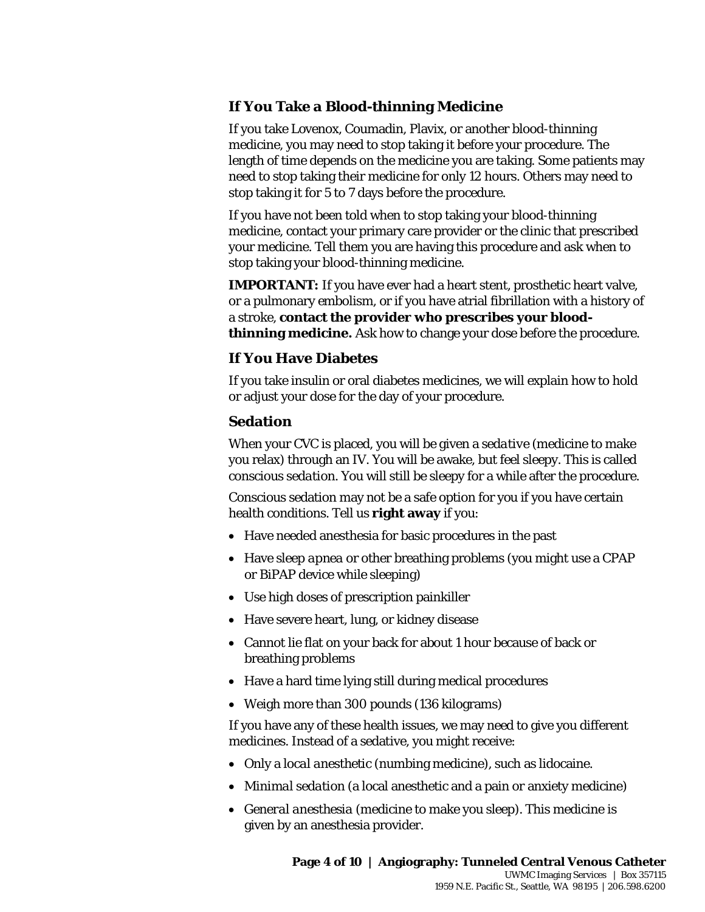### If You Take a Blood-thinning Medicine

If you take Lovenox, Coumadin, Plavix, or another blood-thinning medicine, you may need to stop taking it before your procedure. The length of time depends on the medicine you are taking. Some patients may need to stop taking their medicine for only 12 hours. Others may need to stop taking it for 5 to 7 days before the procedure.

If you have not been told when to stop taking your blood-thinning medicine, contact your primary care provider or the clinic that prescribed your medicine. Tell them you are having this procedure and ask when to stop taking your blood-thinning medicine.

**IMPORTANT:** If you have ever had a heart stent, prosthetic heart valve, or a pulmonary embolism, or if you have atrial fibrillation with a history of a stroke, **contact the provider who prescribes your blood-thinning medicine.** Ask how to change your dose before the procedure.

### If You Have Diabetes

If you take insulin or oral diabetes medicines, we will explain how to hold or adjust your dose for the day of your procedure.

### Sedation

When your CVC is placed, you will be given a *sedative* (medicine to make you relax) through an IV. You will be awake, but feel sleepy. This is called *conscious sedation*. You will still be sleepy for a while after the procedure.

Conscious sedation may not be a safe option for you if you have certain health conditions. Tell us **right away** if you:

- Have needed anesthesia for basic procedures in the past
- Have *sleep apnea* or other breathing problems (you might use a CPAP or BiPAP device while sleeping)
- Use high doses of prescription painkiller
- Have severe heart, lung, or kidney disease
- Cannot lie flat on your back for about 1 hour because of back or breathing problems
- Have a hard time lying still during medical procedures
- Weigh more than 300 pounds (136 kilograms)

If you have any of these health issues, we may need to give you different medicines. Instead of a sedative, you might receive:

- Only a *local anesthetic* (numbing medicine), such as lidocaine.
- *Minimal sedation* (a local anesthetic and a pain or anxiety medicine)
- *General anesthesia* (medicine to make you sleep). This medicine is given by an anesthesia provider.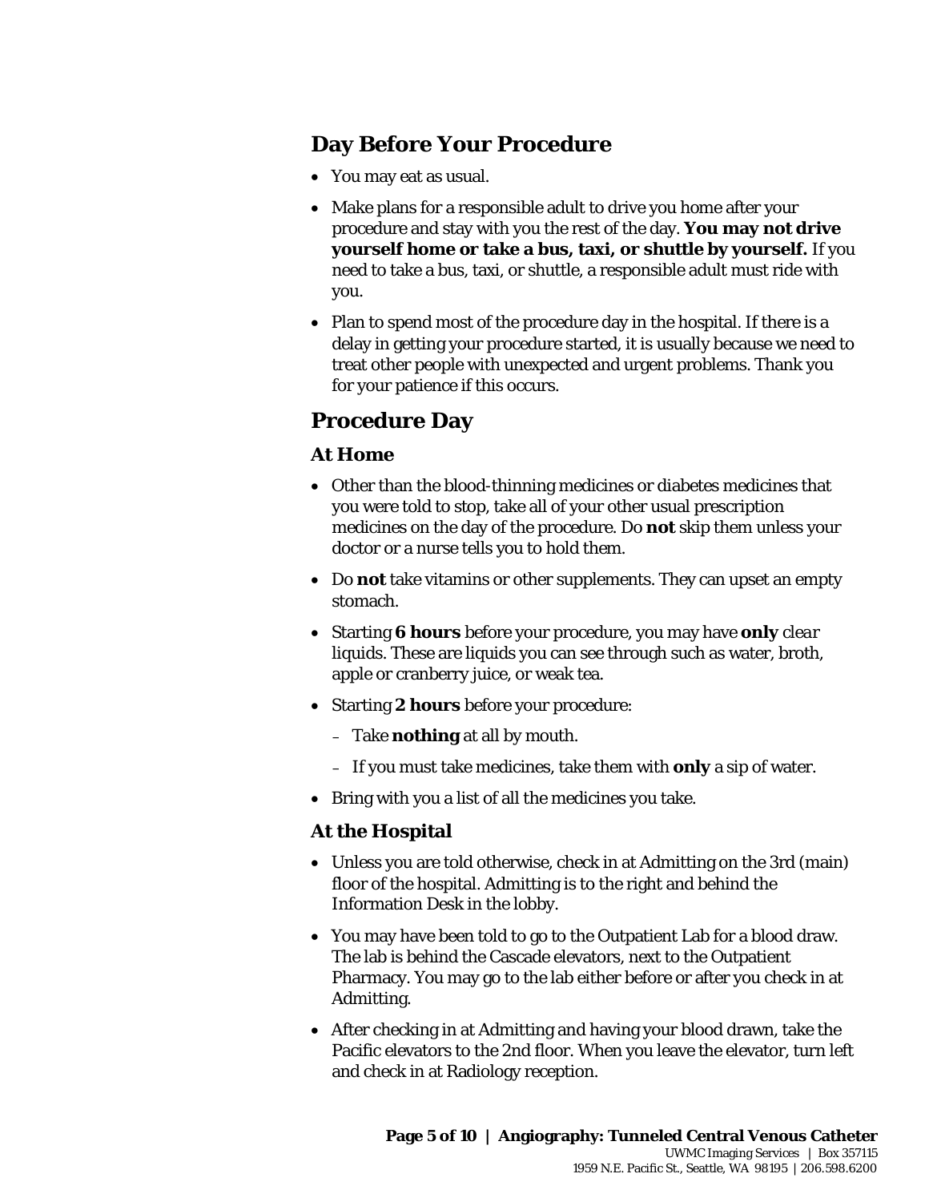## Day Before Your Procedure

- You may eat as usual.
- Make plans for a responsible adult to drive you home after your procedure and stay with you the rest of the day. **You may not drive yourself home or take a bus, taxi, or shuttle by yourself.** If you need to take a bus, taxi, or shuttle, a responsible adult must ride with you.
- Plan to spend most of the procedure day in the hospital. If there is a delay in getting your procedure started, it is usually because we need to treat other people with unexpected and urgent problems. Thank you for your patience if this occurs.

## Procedure Day

### At Home

- Other than the blood-thinning medicines or diabetes medicines that you were told to stop, take all of your other usual prescription medicines on the day of the procedure. Do **not** skip them unless your doctor or a nurse tells you to hold them.
- Do **not** take vitamins or other supplements. They can upset an empty stomach.
- Starting **6 hours** before your procedure, you may have **only** *clear* liquids. These are liquids you can see through such as water, broth, apple or cranberry juice, or weak tea.
- Starting **2 hours** before your procedure:
  - Take **nothing** at all by mouth.
  - If you must take medicines, take them with **only** a sip of water.
- Bring with you a list of all the medicines you take.

### At the Hospital

- Unless you are told otherwise, check in at Admitting on the 3rd (main) floor of the hospital. Admitting is to the right and behind the Information Desk in the lobby.
- You may have been told to go to the Outpatient Lab for a blood draw. The lab is behind the Cascade elevators, next to the Outpatient Pharmacy. You may go to the lab either before or after you check in at Admitting.
- After checking in at Admitting and having your blood drawn, take the Pacific elevators to the 2nd floor. When you leave the elevator, turn left and check in at Radiology reception.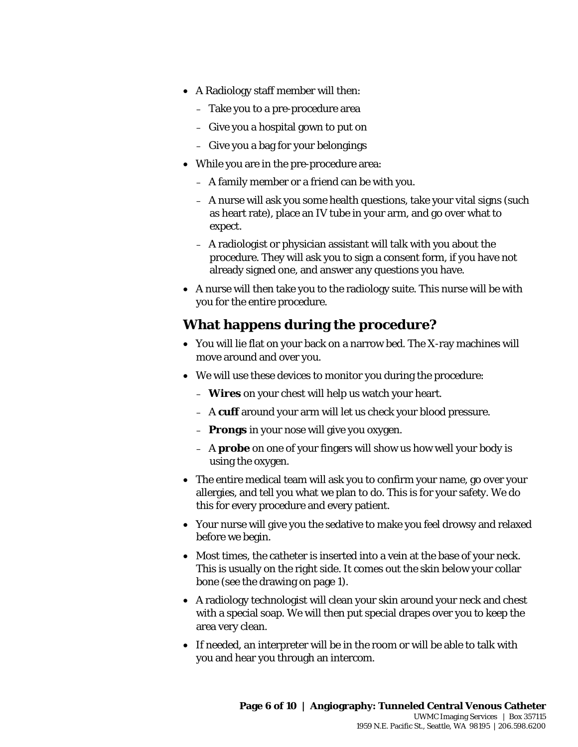- A Radiology staff member will then:
  - Take you to a pre-procedure area
  - Give you a hospital gown to put on
  - Give you a bag for your belongings
- While you are in the pre-procedure area:
  - A family member or a friend can be with you.
  - A nurse will ask you some health questions, take your vital signs (such as heart rate), place an IV tube in your arm, and go over what to expect.
  - A radiologist or physician assistant will talk with you about the procedure. They will ask you to sign a consent form, if you have not already signed one, and answer any questions you have.
- A nurse will then take you to the radiology suite. This nurse will be with you for the entire procedure.

## What happens during the procedure?

- You will lie flat on your back on a narrow bed. The X-ray machines will move around and over you.
- We will use these devices to monitor you during the procedure:
  - **Wires** on your chest will help us watch your heart.
  - A **cuff** around your arm will let us check your blood pressure.
  - **Prongs** in your nose will give you oxygen.
  - A **probe** on one of your fingers will show us how well your body is using the oxygen.
- The entire medical team will ask you to confirm your name, go over your allergies, and tell you what we plan to do. This is for your safety. We do this for every procedure and every patient.
- Your nurse will give you the sedative to make you feel drowsy and relaxed before we begin.
- Most times, the catheter is inserted into a vein at the base of your neck. This is usually on the right side. It comes out the skin below your collar bone (see the drawing on page 1).
- A radiology technologist will clean your skin around your neck and chest with a special soap. We will then put special drapes over you to keep the area very clean.
- If needed, an interpreter will be in the room or will be able to talk with you and hear you through an intercom.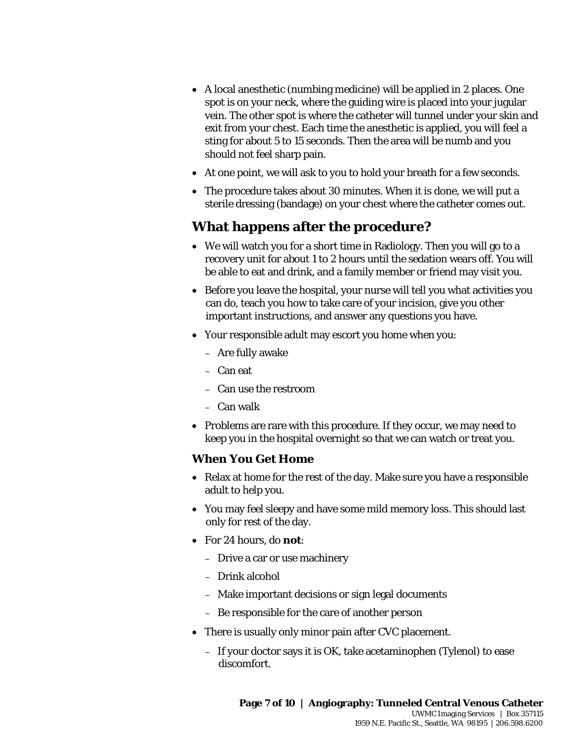- A local anesthetic (numbing medicine) will be applied in 2 places. One spot is on your neck, where the guiding wire is placed into your jugular vein. The other spot is where the catheter will tunnel under your skin and exit from your chest. Each time the anesthetic is applied, you will feel a sting for about 5 to 15 seconds. Then the area will be numb and you should not feel sharp pain.
- At one point, we will ask to you to hold your breath for a few seconds.
- The procedure takes about 30 minutes. When it is done, we will put a sterile dressing (bandage) on your chest where the catheter comes out.

## What happens after the procedure?

- We will watch you for a short time in Radiology. Then you will go to a recovery unit for about 1 to 2 hours until the sedation wears off. You will be able to eat and drink, and a family member or friend may visit you.
- Before you leave the hospital, your nurse will tell you what activities you can do, teach you how to take care of your incision, give you other important instructions, and answer any questions you have.
- Your responsible adult may escort you home when you:
  - Are fully awake
  - Can eat
  - Can use the restroom
  - Can walk
- Problems are rare with this procedure. If they occur, we may need to keep you in the hospital overnight so that we can watch or treat you.

### When You Get Home

- Relax at home for the rest of the day. Make sure you have a responsible adult to help you.
- You may feel sleepy and have some mild memory loss. This should last only for rest of the day.
- For 24 hours, do **not**:
  - Drive a car or use machinery
  - Drink alcohol
  - Make important decisions or sign legal documents
  - Be responsible for the care of another person
- There is usually only minor pain after CVC placement.
  - If your doctor says it is OK, take acetaminophen (Tylenol) to ease discomfort.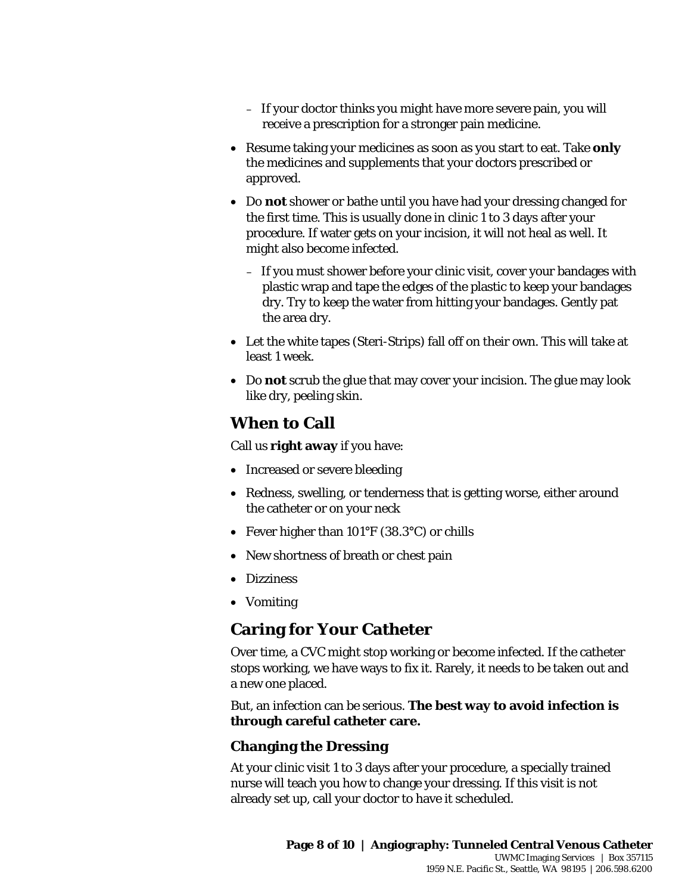- If your doctor thinks you might have more severe pain, you will receive a prescription for a stronger pain medicine.

- Resume taking your medicines as soon as you start to eat. Take **only** the medicines and supplements that your doctors prescribed or approved.
- Do **not** shower or bathe until you have had your dressing changed for the first time. This is usually done in clinic 1 to 3 days after your procedure. If water gets on your incision, it will not heal as well. It might also become infected.
  - If you must shower before your clinic visit, cover your bandages with plastic wrap and tape the edges of the plastic to keep your bandages dry. Try to keep the water from hitting your bandages. Gently pat the area dry.
- Let the white tapes (Steri-Strips) fall off on their own. This will take at least 1 week.
- Do **not** scrub the glue that may cover your incision. The glue may look like dry, peeling skin.

## When to Call

Call us **right away** if you have:

- Increased or severe bleeding
- Redness, swelling, or tenderness that is getting worse, either around the catheter or on your neck
- Fever higher than 101°F (38.3°C) or chills
- New shortness of breath or chest pain
- Dizziness
- Vomiting

## Caring for Your Catheter

Over time, a CVC might stop working or become infected. If the catheter stops working, we have ways to fix it. Rarely, it needs to be taken out and a new one placed.

But, an infection can be serious. **The best way to avoid infection is through careful catheter care.**

### Changing the Dressing

At your clinic visit 1 to 3 days after your procedure, a specially trained nurse will teach you how to change your dressing. If this visit is not already set up, call your doctor to have it scheduled.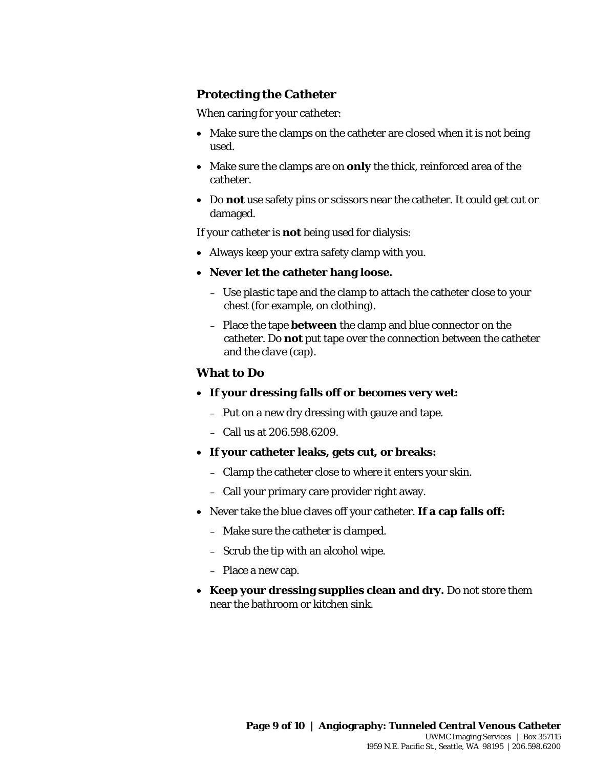### Protecting the Catheter

When caring for your catheter:

- Make sure the clamps on the catheter are closed when it is not being used.
- Make sure the clamps are on **only** the thick, reinforced area of the catheter.
- Do **not** use safety pins or scissors near the catheter. It could get cut or damaged.

If your catheter is **not** being used for dialysis:

- Always keep your extra safety clamp with you.
- **Never let the catheter hang loose.**
  - Use plastic tape and the clamp to attach the catheter close to your chest (for example, on clothing).
  - Place the tape **between** the clamp and blue connector on the catheter. Do **not** put tape over the connection between the catheter and the clave (cap).

### What to Do

- **If your dressing falls off or becomes very wet:**
  - Put on a new dry dressing with gauze and tape.
  - Call us at 206.598.6209.
- **If your catheter leaks, gets cut, or breaks:**
  - Clamp the catheter close to where it enters your skin.
  - Call your primary care provider right away.
- Never take the blue claves off your catheter. **If a cap falls off:**
  - Make sure the catheter is clamped.
  - Scrub the tip with an alcohol wipe.
  - Place a new cap.
- **Keep your dressing supplies clean and dry.** Do not store them near the bathroom or kitchen sink.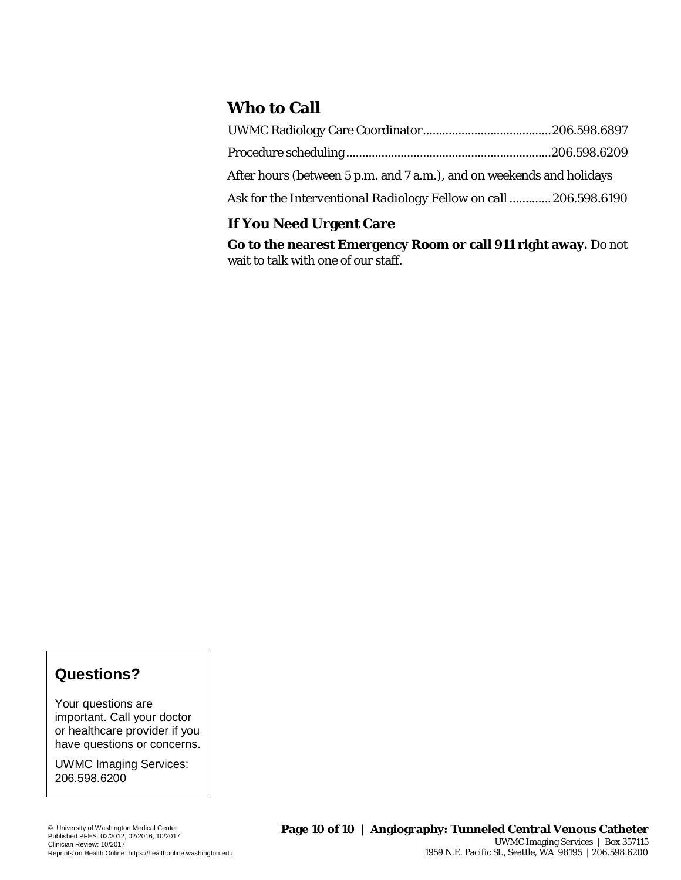## Who to Call

UWMC Radiology Care Coordinator........................................206.598.6897

Procedure scheduling................................................................206.598.6209

After hours (between 5 p.m. and 7 a.m.), and on weekends and holidays

Ask for the Interventional Radiology Fellow on call .............206.598.6190

### If You Need Urgent Care

**Go to the nearest Emergency Room or call 911 right away.** Do not wait to talk with one of our staff.

### Questions?

Your questions are important. Call your doctor or healthcare provider if you have questions or concerns.

UWMC Imaging Services: 206.598.6200

© University of Washington Medical Center
Published PFES: 02/2012, 02/2016, 10/2017
Clinician Review: 10/2017
Reprints on Health Online: https://healthonline.washington.edu

UWMC Imaging Services | Box 357115
1959 N.E. Pacific St., Seattle, WA 98195 | 206.598.6200